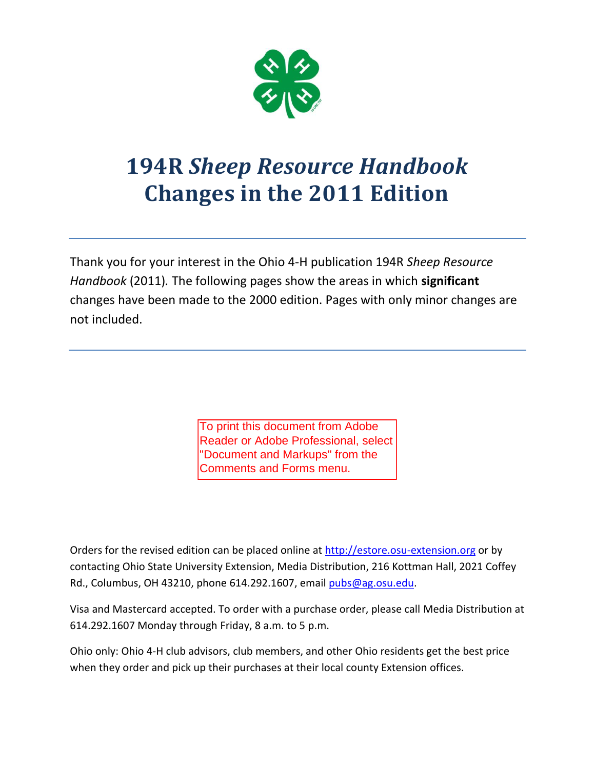# 194R *Sheep Resource Handbook* Changes in the 2011 Edition

Thank you for your interest in the Ohio 4-H publication 194R *Sheep Resource Handbook* (2011)*.* The following pages show the areas in which **significant** changes have been made to the 2000 edition. Pages with only minor changes are not included.

To print this document from Adobe Reader or Adobe Professional, select "Document and Markups" from the Comments and Forms menu.

Orders for the revised edition can be placed online at http://estore.osu-extension.org or by contacting Ohio State University Extension, Media Distribution, 216 Kottman Hall, 2021 Coffey Rd., Columbus, OH 43210, phone 614.292.1607, email pubs@ag.osu.edu.

Visa and Mastercard accepted. To order with a purchase order, please call Media Distribution at 614.292.1607 Monday through Friday, 8 a.m. to 5 p.m.

Ohio only: Ohio 4-H club advisors, club members, and other Ohio residents get the best price when they order and pick up their purchases at their local county Extension offices.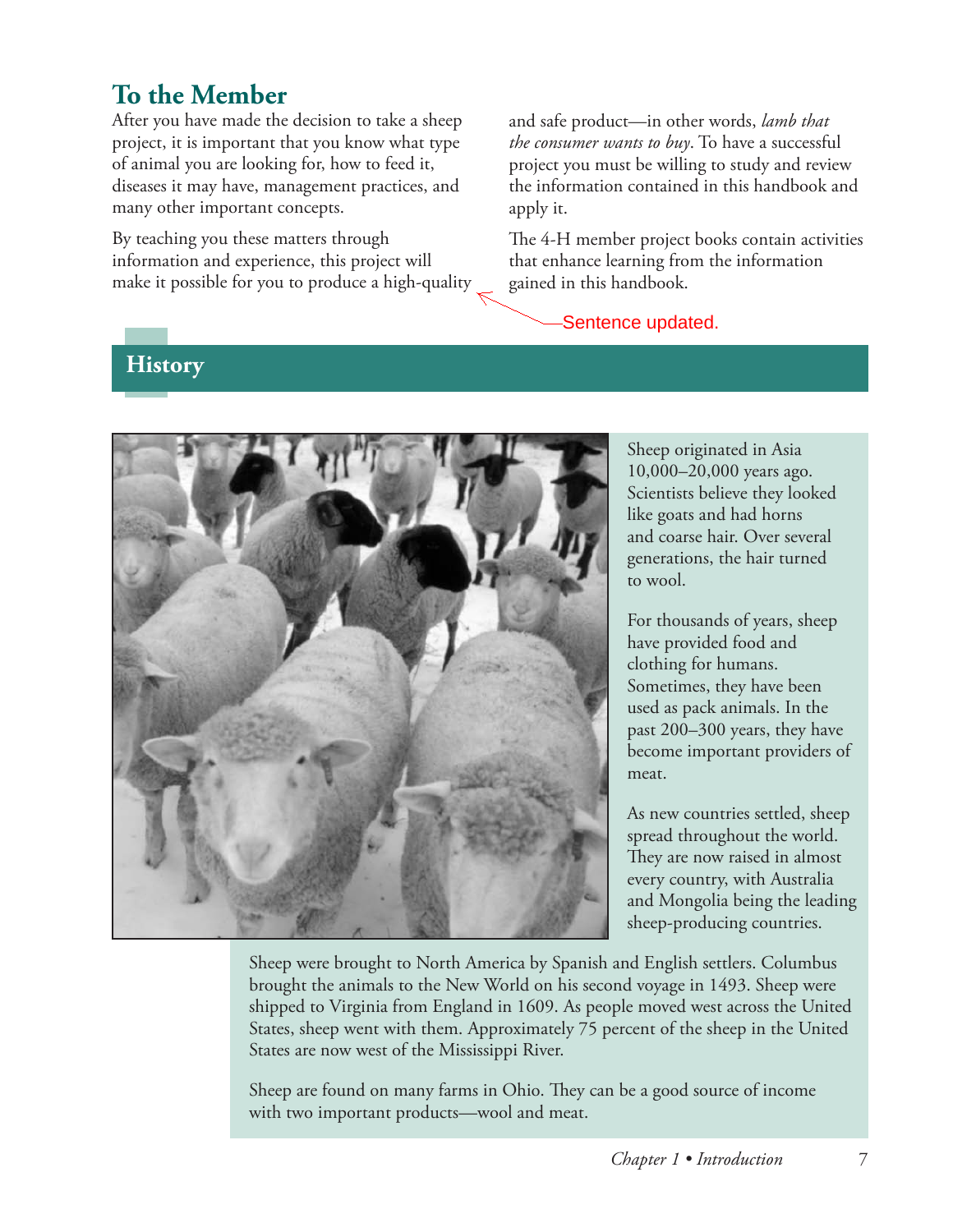## To the Member

After you have made the decision to take a sheep project, it is important that you know what type of animal you are looking for, how to feed it, diseases it may have, management practices, and many other important concepts.

By teaching you these matters through information and experience, this project will make it possible for you to produce a high-quality and safe product—in other words, *lamb that the consumer wants to buy*. To have a successful project you must be willing to study and review the information contained in this handbook and apply it.

The 4-H member project books contain activities that enhance learning from the information gained in this handbook.

Sentence updated.

## History

Sheep originated in Asia 10,000–20,000 years ago. Scientists believe they looked like goats and had horns and coarse hair. Over several generations, the hair turned to wool.

For thousands of years, sheep have provided food and clothing for humans. Sometimes, they have been used as pack animals. In the past 200–300 years, they have become important providers of meat.

As new countries settled, sheep spread throughout the world. They are now raised in almost every country, with Australia and Mongolia being the leading sheep-producing countries.

Sheep were brought to North America by Spanish and English settlers. Columbus brought the animals to the New World on his second voyage in 1493. Sheep were shipped to Virginia from England in 1609. As people moved west across the United States, sheep went with them. Approximately 75 percent of the sheep in the United States are now west of the Mississippi River.

Sheep are found on many farms in Ohio. They can be a good source of income with two important products—wool and meat.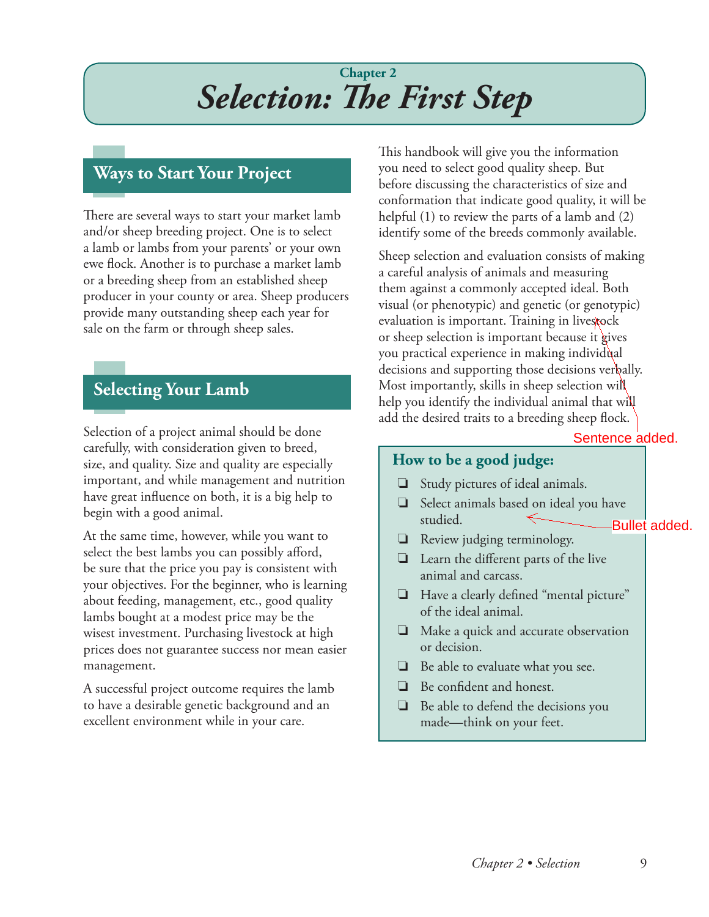## Chapter 2

# *Selection: The First Step*

## Ways to Start Your Project

There are several ways to start your market lamb and/or sheep breeding project. One is to select a lamb or lambs from your parents' or your own ewe flock. Another is to purchase a market lamb or a breeding sheep from an established sheep producer in your county or area. Sheep producers provide many outstanding sheep each year for sale on the farm or through sheep sales.

## Selecting Your Lamb

Selection of a project animal should be done carefully, with consideration given to breed, size, and quality. Size and quality are especially important, and while management and nutrition have great influence on both, it is a big help to begin with a good animal.

At the same time, however, while you want to select the best lambs you can possibly afford, be sure that the price you pay is consistent with your objectives. For the beginner, who is learning about feeding, management, etc., good quality lambs bought at a modest price may be the wisest investment. Purchasing livestock at high prices does not guarantee success nor mean easier management.

A successful project outcome requires the lamb to have a desirable genetic background and an excellent environment while in your care.

This handbook will give you the information you need to select good quality sheep. But before discussing the characteristics of size and conformation that indicate good quality, it will be helpful (1) to review the parts of a lamb and (2) identify some of the breeds commonly available.

Sheep selection and evaluation consists of making a careful analysis of animals and measuring them against a commonly accepted ideal. Both visual (or phenotypic) and genetic (or genotypic) evaluation is important. Training in livestock or sheep selection is important because it gives you practical experience in making individual decisions and supporting those decisions verbally. Most importantly, skills in sheep selection will help you identify the individual animal that will add the desired traits to a breeding sheep flock.

### How to be a good judge:

- ❑ Study pictures of ideal animals.
- ❑ Select animals based on ideal you have studied.
- ❑ Review judging terminology.
- ❑ Learn the different parts of the live animal and carcass.
- ❑ Have a clearly defined "mental picture" of the ideal animal.
- ❑ Make a quick and accurate observation or decision.
- ❑ Be able to evaluate what you see.
- ❑ Be confident and honest.
- ❑ Be able to defend the decisions you made—think on your feet.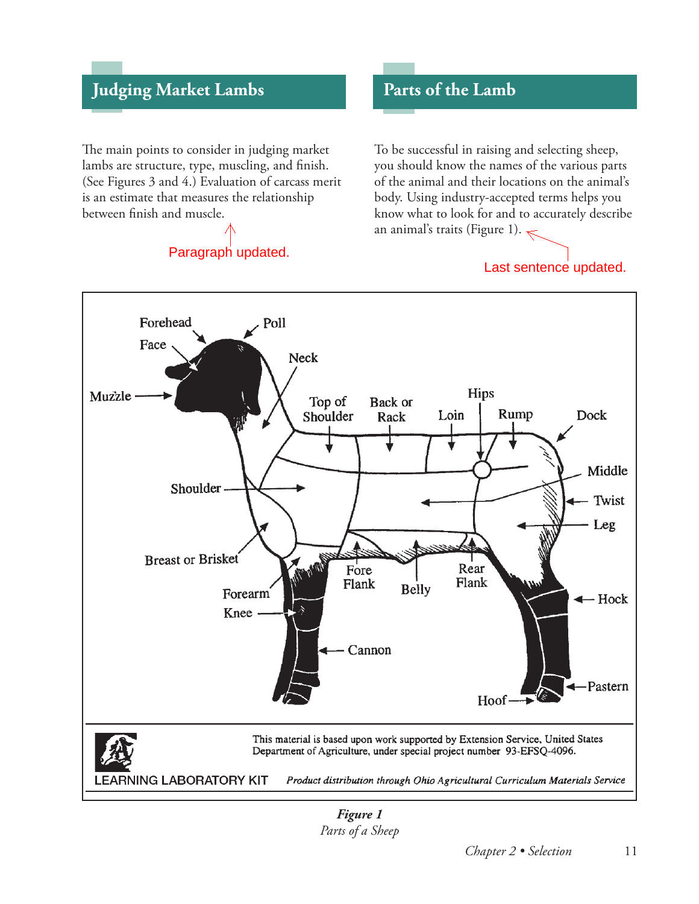## Judging Market Lambs

The main points to consider in judging market lambs are structure, type, muscling, and finish. (See Figures 3 and 4.) Evaluation of carcass merit is an estimate that measures the relationship between finish and muscle.

Paragraph updated.

## Parts of the Lamb

To be successful in raising and selecting sheep, you should know the names of the various parts of the animal and their locations on the animal's body. Using industry-accepted terms helps you know what to look for and to accurately describe an animal's traits (Figure 1).

Last sentence updated.

This material is based upon work supported by Extension Service, United States Department of Agriculture, under special project number 93-EFSQ-4096.

LEARNING LABORATORY KIT

*Product distribution through Ohio Agricultural Curriculum Materials Service*

***Figure 1***
*Parts of a Sheep*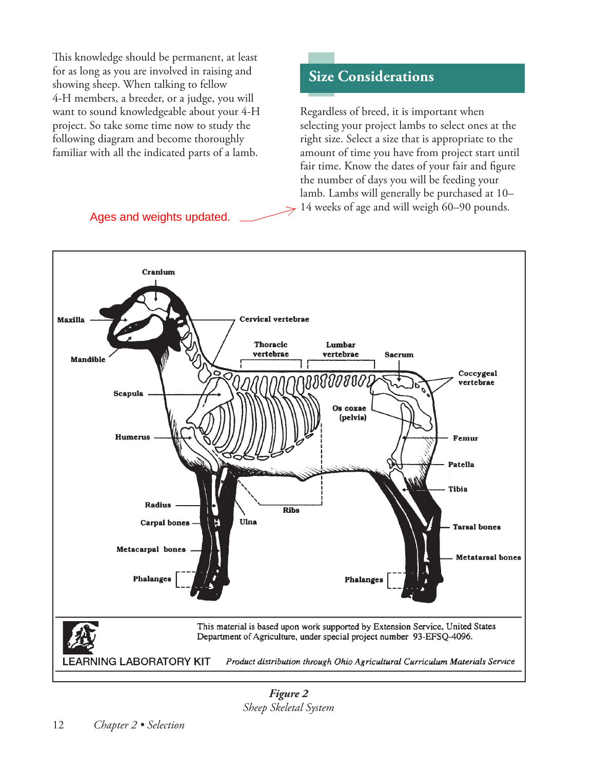This knowledge should be permanent, at least for as long as you are involved in raising and showing sheep. When talking to fellow 4-H members, a breeder, or a judge, you will want to sound knowledgeable about your 4-H project. So take some time now to study the following diagram and become thoroughly familiar with all the indicated parts of a lamb.

## Size Considerations

Regardless of breed, it is important when selecting your project lambs to select ones at the right size. Select a size that is appropriate to the amount of time you have from project start until fair time. Know the dates of your fair and figure the number of days you will be feeding your lamb. Lambs will generally be purchased at 10–14 weeks of age and will weigh 60–90 pounds.

Ages and weights updated.

Cranium

Maxilla

Mandible

Cervical vertebrae

Thoracic vertebrae

Lumbar vertebrae

Sacrum

Coccygeal vertebrae

Scapula

Os coxae (pelvis)

Humerus

Femur

Patella

Tibia

Radius

Ribs

Carpal bones

Ulna

Tarsal bones

Metacarpal bones

Metatarsal bones

Phalanges

Phalanges

This material is based upon work supported by Extension Service, United States Department of Agriculture, under special project number 93-EFSQ-4096.

LEARNING LABORATORY KIT

*Product distribution through Ohio Agricultural Curriculum Materials Service*

***Figure 2***

*Sheep Skeletal System*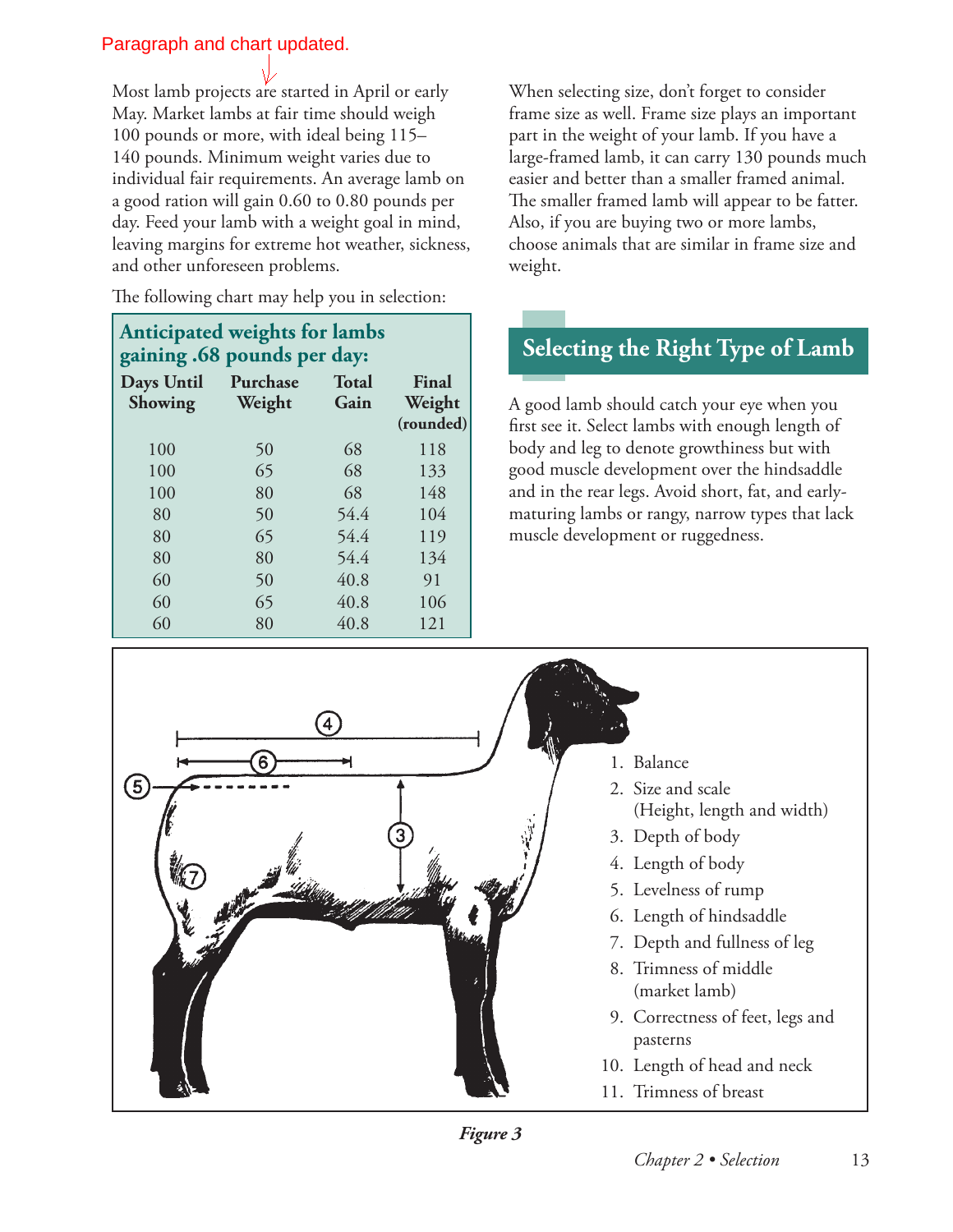Paragraph and chart updated.

Most lamb projects are started in April or early May. Market lambs at fair time should weigh 100 pounds or more, with ideal being 115–140 pounds. Minimum weight varies due to individual fair requirements. An average lamb on a good ration will gain 0.60 to 0.80 pounds per day. Feed your lamb with a weight goal in mind, leaving margins for extreme hot weather, sickness, and other unforeseen problems.

The following chart may help you in selection:

**Anticipated weights for lambs gaining .68 pounds per day:**

| Days Until Showing | Purchase Weight | Total Gain | Final Weight (rounded) |
|---|---|---|---|
| 100 | 50 | 68 | 118 |
| 100 | 65 | 68 | 133 |
| 100 | 80 | 68 | 148 |
| 80 | 50 | 54.4 | 104 |
| 80 | 65 | 54.4 | 119 |
| 80 | 80 | 54.4 | 134 |
| 60 | 50 | 40.8 | 91 |
| 60 | 65 | 40.8 | 106 |
| 60 | 80 | 40.8 | 121 |

When selecting size, don't forget to consider frame size as well. Frame size plays an important part in the weight of your lamb. If you have a large-framed lamb, it can carry 130 pounds much easier and better than a smaller framed animal. The smaller framed lamb will appear to be fatter. Also, if you are buying two or more lambs, choose animals that are similar in frame size and weight.

## Selecting the Right Type of Lamb

A good lamb should catch your eye when you first see it. Select lambs with enough length of body and leg to denote growthiness but with good muscle development over the hindsaddle and in the rear legs. Avoid short, fat, and early-maturing lambs or rangy, narrow types that lack muscle development or ruggedness.

1. Balance
2. Size and scale (Height, length and width)
3. Depth of body
4. Length of body
5. Levelness of rump
6. Length of hindsaddle
7. Depth and fullness of leg
8. Trimness of middle (market lamb)
9. Correctness of feet, legs and pasterns
10. Length of head and neck
11. Trimness of breast

*Figure 3*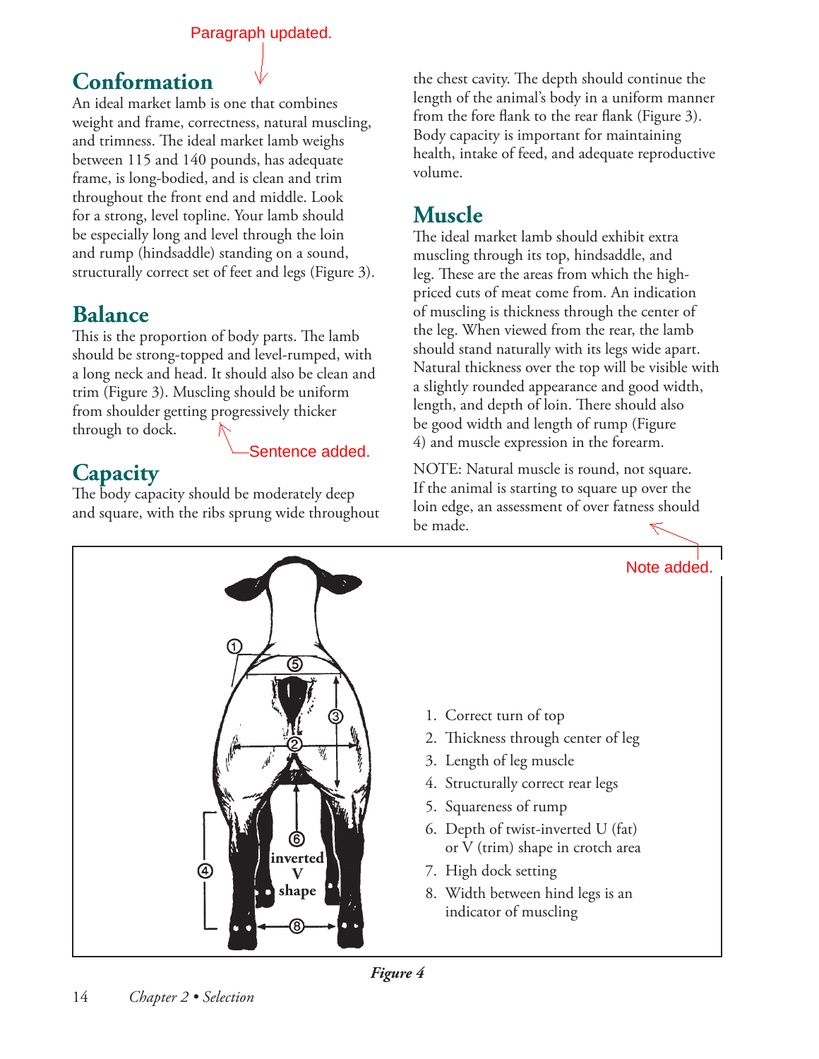Paragraph updated.

## Conformation

An ideal market lamb is one that combines weight and frame, correctness, natural muscling, and trimness. The ideal market lamb weighs between 115 and 140 pounds, has adequate frame, is long-bodied, and is clean and trim throughout the front end and middle. Look for a strong, level topline. Your lamb should be especially long and level through the loin and rump (hindsaddle) standing on a sound, structurally correct set of feet and legs (Figure 3).

## Balance

This is the proportion of body parts. The lamb should be strong-topped and level-rumped, with a long neck and head. It should also be clean and trim (Figure 3). Muscling should be uniform from shoulder getting progressively thicker through to dock.

Sentence added.

## Capacity

The body capacity should be moderately deep and square, with the ribs sprung wide throughout the chest cavity. The depth should continue the length of the animal's body in a uniform manner from the fore flank to the rear flank (Figure 3). Body capacity is important for maintaining health, intake of feed, and adequate reproductive volume.

## Muscle

The ideal market lamb should exhibit extra muscling through its top, hindsaddle, and leg. These are the areas from which the high-priced cuts of meat come from. An indication of muscling is thickness through the center of the leg. When viewed from the rear, the lamb should stand naturally with its legs wide apart. Natural thickness over the top will be visible with a slightly rounded appearance and good width, length, and depth of loin. There should also be good width and length of rump (Figure 4) and muscle expression in the forearm.

NOTE: Natural muscle is round, not square. If the animal is starting to square up over the loin edge, an assessment of over fatness should be made.

Note added.

inverted V shape

1. Correct turn of top
2. Thickness through center of leg
3. Length of leg muscle
4. Structurally correct rear legs
5. Squareness of rump
6. Depth of twist-inverted U (fat) or V (trim) shape in crotch area
7. High dock setting
8. Width between hind legs is an indicator of muscling

*Figure 4*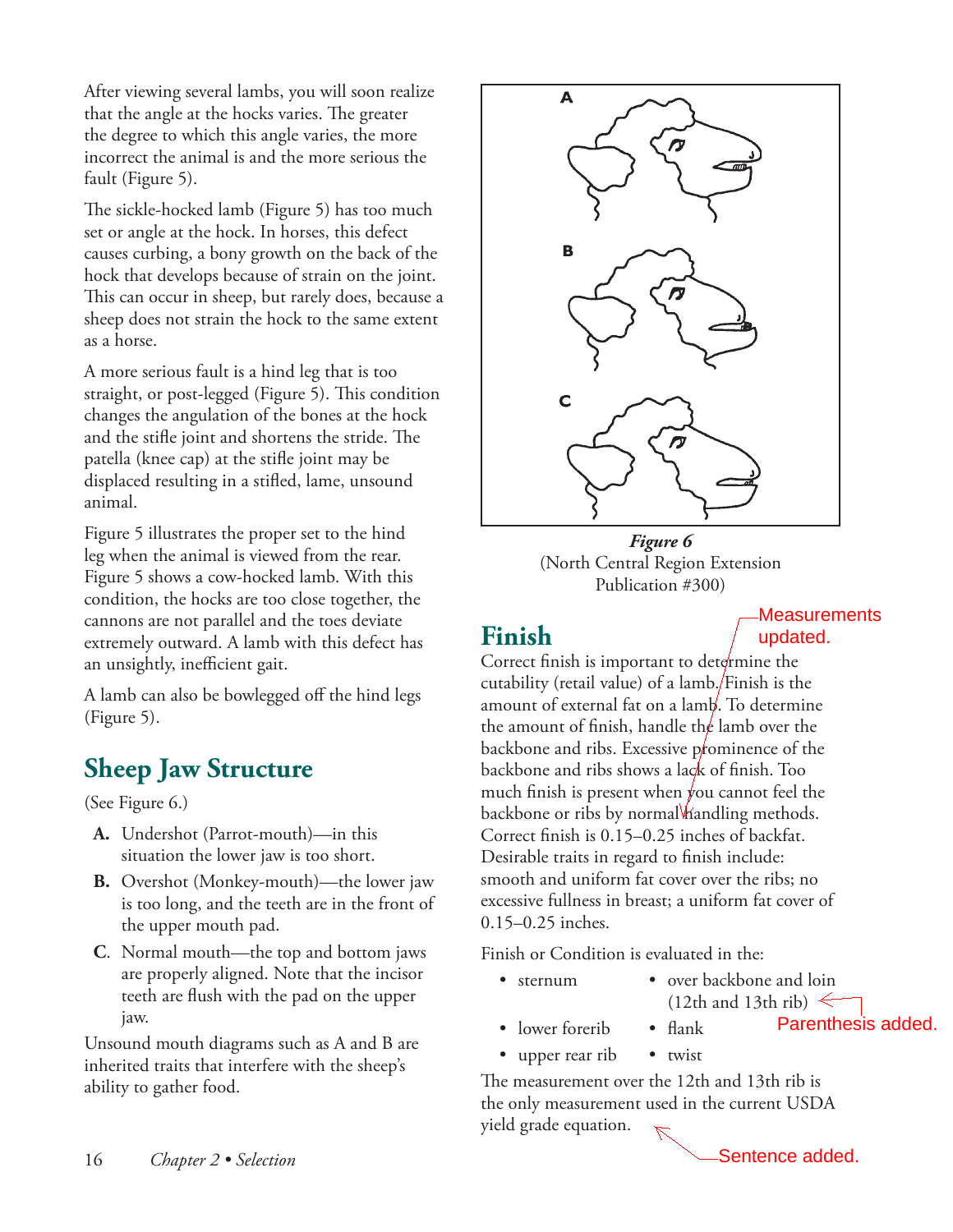After viewing several lambs, you will soon realize that the angle at the hocks varies. The greater the degree to which this angle varies, the more incorrect the animal is and the more serious the fault (Figure 5).

The sickle-hocked lamb (Figure 5) has too much set or angle at the hock. In horses, this defect causes curbing, a bony growth on the back of the hock that develops because of strain on the joint. This can occur in sheep, but rarely does, because a sheep does not strain the hock to the same extent as a horse.

A more serious fault is a hind leg that is too straight, or post-legged (Figure 5). This condition changes the angulation of the bones at the hock and the stifle joint and shortens the stride. The patella (knee cap) at the stifle joint may be displaced resulting in a stifled, lame, unsound animal.

Figure 5 illustrates the proper set to the hind leg when the animal is viewed from the rear. Figure 5 shows a cow-hocked lamb. With this condition, the hocks are too close together, the cannons are not parallel and the toes deviate extremely outward. A lamb with this defect has an unsightly, inefficient gait.

A lamb can also be bowlegged off the hind legs (Figure 5).

## Sheep Jaw Structure

(See Figure 6.)

- **A.** Undershot (Parrot-mouth)—in this situation the lower jaw is too short.
- **B.** Overshot (Monkey-mouth)—the lower jaw is too long, and the teeth are in the front of the upper mouth pad.
- **C.** Normal mouth—the top and bottom jaws are properly aligned. Note that the incisor teeth are flush with the pad on the upper jaw.

Unsound mouth diagrams such as A and B are inherited traits that interfere with the sheep's ability to gather food.

A

B

C

***Figure 6***
(North Central Region Extension Publication #300)

## Finish

Measurements updated.

Correct finish is important to determine the cutability (retail value) of a lamb. Finish is the amount of external fat on a lamb. To determine the amount of finish, handle the lamb over the backbone and ribs. Excessive prominence of the backbone and ribs shows a lack of finish. Too much finish is present when you cannot feel the backbone or ribs by normal handling methods. Correct finish is 0.15–0.25 inches of backfat. Desirable traits in regard to finish include: smooth and uniform fat cover over the ribs; no excessive fullness in breast; a uniform fat cover of 0.15–0.25 inches.

Finish or Condition is evaluated in the:

- sternum
- lower forerib
- upper rear rib
- over backbone and loin (12th and 13th rib)
- flank
- twist

Parenthesis added.

The measurement over the 12th and 13th rib is the only measurement used in the current USDA yield grade equation.

Sentence added.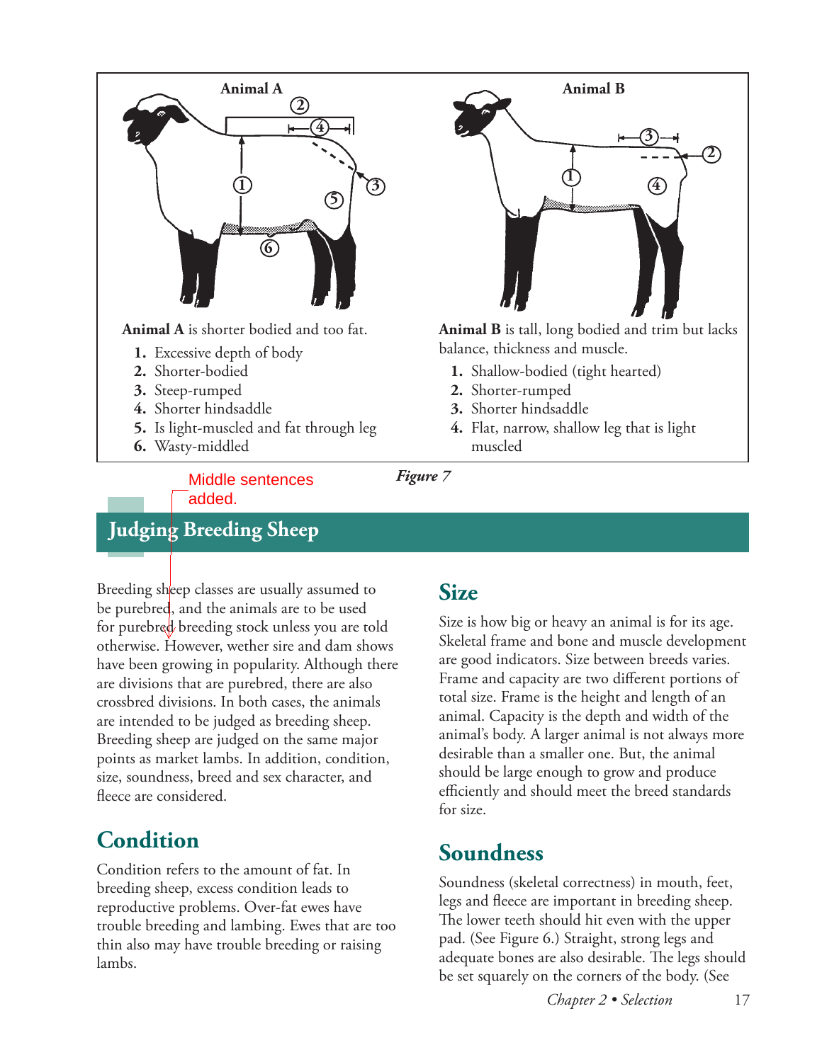**Animal A** is shorter bodied and too fat.

1. Excessive depth of body
2. Shorter-bodied
3. Steep-rumped
4. Shorter hindsaddle
5. Is light-muscled and fat through leg
6. Wasty-middled

**Animal B** is tall, long bodied and trim but lacks balance, thickness and muscle.

1. Shallow-bodied (tight hearted)
2. Shorter-rumped
3. Shorter hindsaddle
4. Flat, narrow, shallow leg that is light muscled

*Figure 7*

Middle sentences added.

## Judging Breeding Sheep

Breeding sheep classes are usually assumed to be purebred, and the animals are to be used for purebred breeding stock unless you are told otherwise. However, wether sire and dam shows have been growing in popularity. Although there are divisions that are purebred, there are also crossbred divisions. In both cases, the animals are intended to be judged as breeding sheep. Breeding sheep are judged on the same major points as market lambs. In addition, condition, size, soundness, breed and sex character, and fleece are considered.

### Condition

Condition refers to the amount of fat. In breeding sheep, excess condition leads to reproductive problems. Over-fat ewes have trouble breeding and lambing. Ewes that are too thin also may have trouble breeding or raising lambs.

### Size

Size is how big or heavy an animal is for its age. Skeletal frame and bone and muscle development are good indicators. Size between breeds varies. Frame and capacity are two different portions of total size. Frame is the height and length of an animal. Capacity is the depth and width of the animal's body. A larger animal is not always more desirable than a smaller one. But, the animal should be large enough to grow and produce efficiently and should meet the breed standards for size.

### Soundness

Soundness (skeletal correctness) in mouth, feet, legs and fleece are important in breeding sheep. The lower teeth should hit even with the upper pad. (See Figure 6.) Straight, strong legs and adequate bones are also desirable. The legs should be set squarely on the corners of the body. (See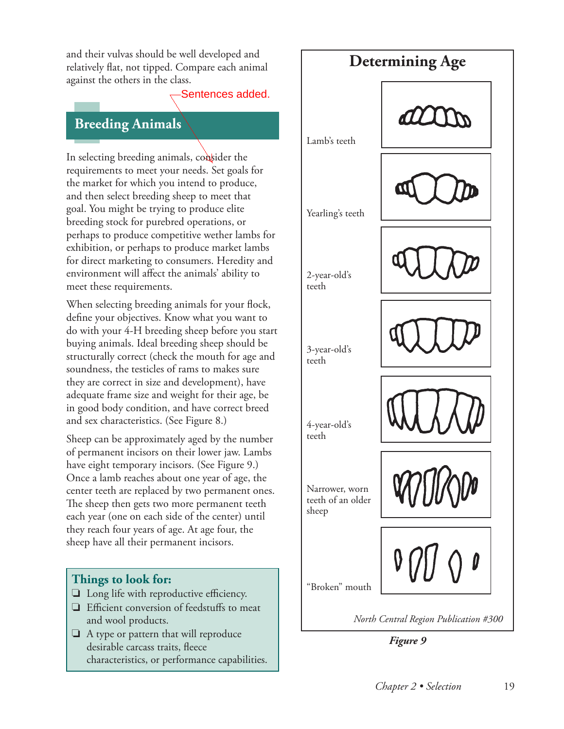and their vulvas should be well developed and relatively flat, not tipped. Compare each animal against the others in the class.

Sentences added.

## Breeding Animals

In selecting breeding animals, consider the requirements to meet your needs. Set goals for the market for which you intend to produce, and then select breeding sheep to meet that goal. You might be trying to produce elite breeding stock for purebred operations, or perhaps to produce competitive wether lambs for exhibition, or perhaps to produce market lambs for direct marketing to consumers. Heredity and environment will affect the animals' ability to meet these requirements.

When selecting breeding animals for your flock, define your objectives. Know what you want to do with your 4-H breeding sheep before you start buying animals. Ideal breeding sheep should be structurally correct (check the mouth for age and soundness, the testicles of rams to makes sure they are correct in size and development), have adequate frame size and weight for their age, be in good body condition, and have correct breed and sex characteristics. (See Figure 8.)

Sheep can be approximately aged by the number of permanent incisors on their lower jaw. Lambs have eight temporary incisors. (See Figure 9.) Once a lamb reaches about one year of age, the center teeth are replaced by two permanent ones. The sheep then gets two more permanent teeth each year (one on each side of the center) until they reach four years of age. At age four, the sheep have all their permanent incisors.

### Things to look for:

- ❑ Long life with reproductive efficiency.
- ❑ Efficient conversion of feedstuffs to meat and wool products.
- ❑ A type or pattern that will reproduce desirable carcass traits, fleece characteristics, or performance capabilities.

### Determining Age

Lamb's teeth

Yearling's teeth

2-year-old's teeth

3-year-old's teeth

4-year-old's teeth

Narrower, worn teeth of an older sheep

"Broken" mouth

*North Central Region Publication #300*

***Figure 9***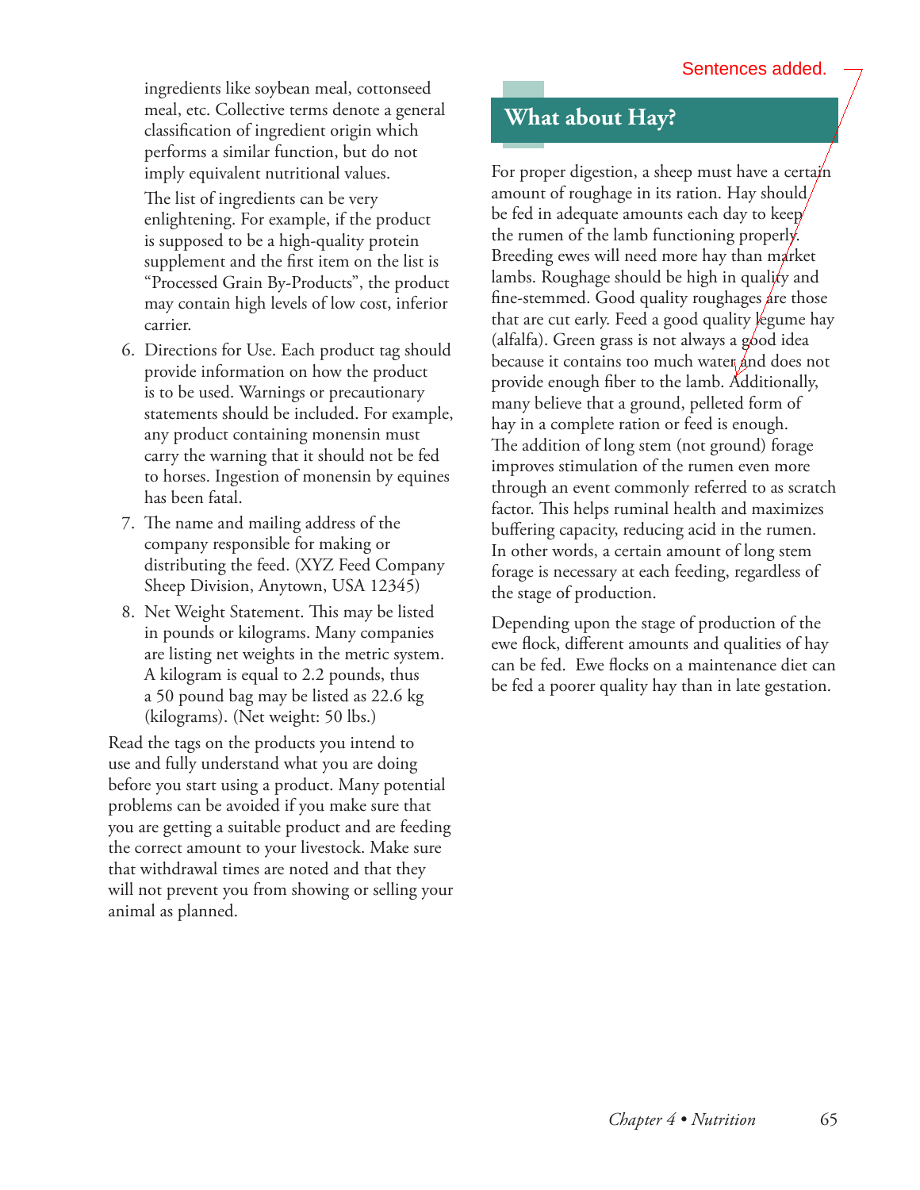ingredients like soybean meal, cottonseed meal, etc. Collective terms denote a general classification of ingredient origin which performs a similar function, but do not imply equivalent nutritional values.

The list of ingredients can be very enlightening. For example, if the product is supposed to be a high-quality protein supplement and the first item on the list is "Processed Grain By-Products", the product may contain high levels of low cost, inferior carrier.

6. Directions for Use. Each product tag should provide information on how the product is to be used. Warnings or precautionary statements should be included. For example, any product containing monensin must carry the warning that it should not be fed to horses. Ingestion of monensin by equines has been fatal.
7. The name and mailing address of the company responsible for making or distributing the feed. (XYZ Feed Company Sheep Division, Anytown, USA 12345)
8. Net Weight Statement. This may be listed in pounds or kilograms. Many companies are listing net weights in the metric system. A kilogram is equal to 2.2 pounds, thus a 50 pound bag may be listed as 22.6 kg (kilograms). (Net weight: 50 lbs.)

Read the tags on the products you intend to use and fully understand what you are doing before you start using a product. Many potential problems can be avoided if you make sure that you are getting a suitable product and are feeding the correct amount to your livestock. Make sure that withdrawal times are noted and that they will not prevent you from showing or selling your animal as planned.

Sentences added.

## What about Hay?

For proper digestion, a sheep must have a certain amount of roughage in its ration. Hay should be fed in adequate amounts each day to keep the rumen of the lamb functioning properly. Breeding ewes will need more hay than market lambs. Roughage should be high in quality and fine-stemmed. Good quality roughages are those that are cut early. Feed a good quality legume hay (alfalfa). Green grass is not always a good idea because it contains too much water and does not provide enough fiber to the lamb. Additionally, many believe that a ground, pelleted form of hay in a complete ration or feed is enough. The addition of long stem (not ground) forage improves stimulation of the rumen even more through an event commonly referred to as scratch factor. This helps ruminal health and maximizes buffering capacity, reducing acid in the rumen. In other words, a certain amount of long stem forage is necessary at each feeding, regardless of the stage of production.

Depending upon the stage of production of the ewe flock, different amounts and qualities of hay can be fed. Ewe flocks on a maintenance diet can be fed a poorer quality hay than in late gestation.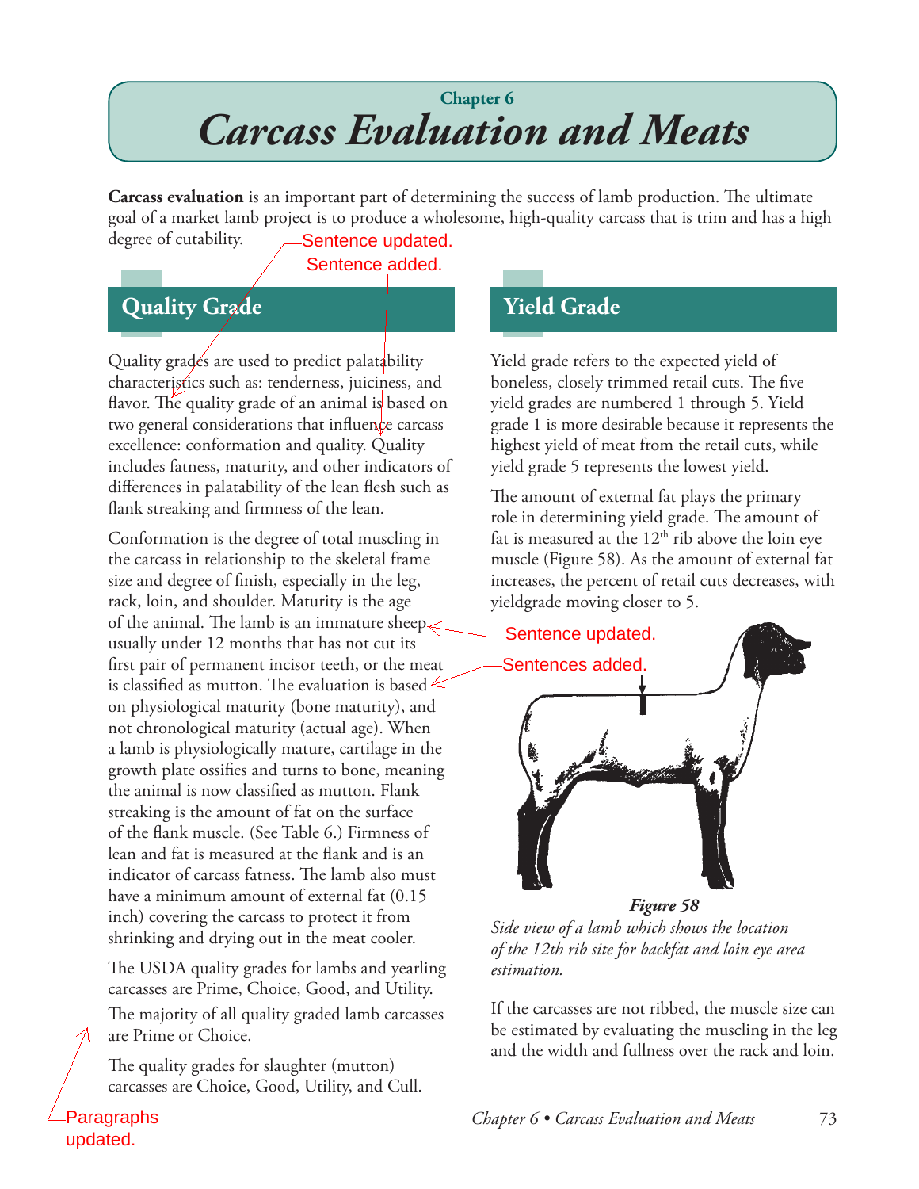# Chapter 6
# *Carcass Evaluation and Meats*

**Carcass evaluation** is an important part of determining the success of lamb production. The ultimate goal of a market lamb project is to produce a wholesome, high-quality carcass that is trim and has a high degree of cutability.

Sentence updated.

Sentence added.

## Quality Grade

Quality grades are used to predict palatability characteristics such as: tenderness, juiciness, and flavor. The quality grade of an animal is based on two general considerations that influence carcass excellence: conformation and quality. Quality includes fatness, maturity, and other indicators of differences in palatability of the lean flesh such as flank streaking and firmness of the lean.

Conformation is the degree of total muscling in the carcass in relationship to the skeletal frame size and degree of finish, especially in the leg, rack, loin, and shoulder. Maturity is the age of the animal. The lamb is an immature sheep usually under 12 months that has not cut its first pair of permanent incisor teeth, or the meat is classified as mutton. The evaluation is based on physiological maturity (bone maturity), and not chronological maturity (actual age). When a lamb is physiologically mature, cartilage in the growth plate ossifies and turns to bone, meaning the animal is now classified as mutton. Flank streaking is the amount of fat on the surface of the flank muscle. (See Table 6.) Firmness of lean and fat is measured at the flank and is an indicator of carcass fatness. The lamb also must have a minimum amount of external fat (0.15 inch) covering the carcass to protect it from shrinking and drying out in the meat cooler.

Sentence updated.

Sentences added.

The USDA quality grades for lambs and yearling carcasses are Prime, Choice, Good, and Utility. The majority of all quality graded lamb carcasses are Prime or Choice.

The quality grades for slaughter (mutton) carcasses are Choice, Good, Utility, and Cull.

Paragraphs updated.

## Yield Grade

Yield grade refers to the expected yield of boneless, closely trimmed retail cuts. The five yield grades are numbered 1 through 5. Yield grade 1 is more desirable because it represents the highest yield of meat from the retail cuts, while yield grade 5 represents the lowest yield.

The amount of external fat plays the primary role in determining yield grade. The amount of fat is measured at the 12th rib above the loin eye muscle (Figure 58). As the amount of external fat increases, the percent of retail cuts decreases, with yieldgrade moving closer to 5.

***Figure 58***

*Side view of a lamb which shows the location of the 12th rib site for backfat and loin eye area estimation.*

If the carcasses are not ribbed, the muscle size can be estimated by evaluating the muscling in the leg and the width and fullness over the rack and loin.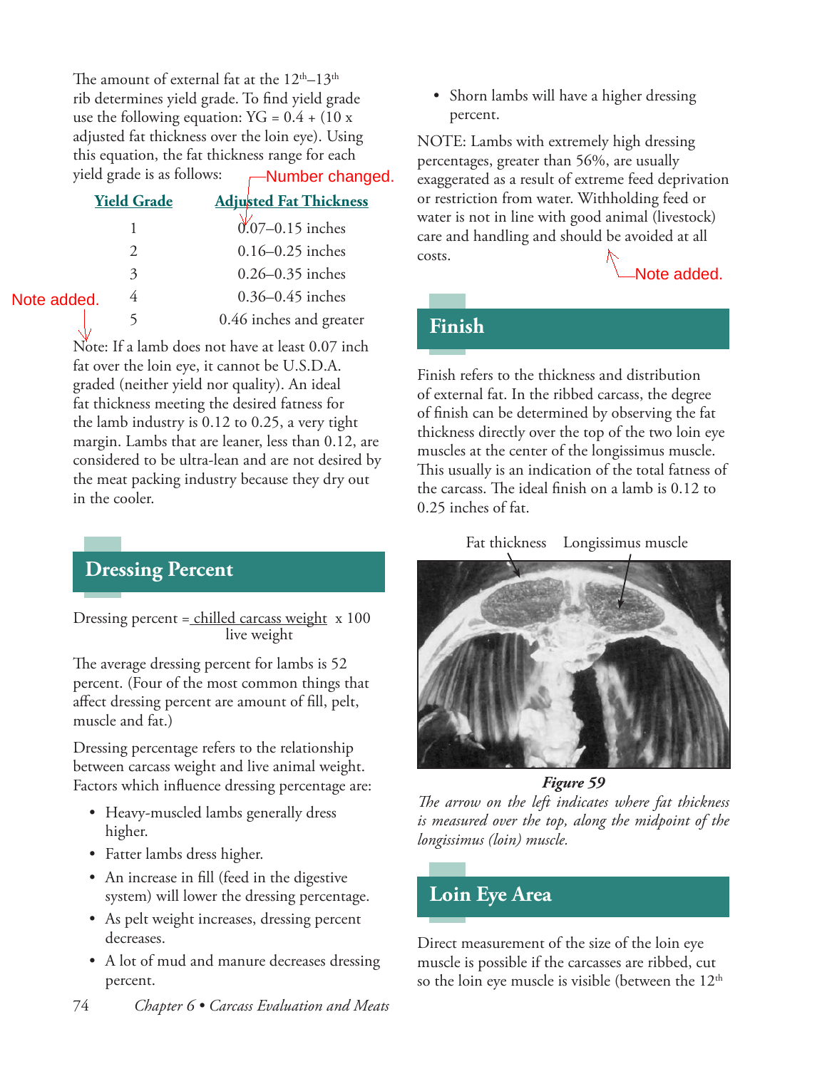The amount of external fat at the 12th–13th rib determines yield grade. To find yield grade use the following equation: YG = 0.4 + (10 x adjusted fat thickness over the loin eye). Using this equation, the fat thickness range for each yield grade is as follows:

Number changed.

| Yield Grade | Adjusted Fat Thickness |
|---|---|
| 1 | 0.07–0.15 inches |
| 2 | 0.16–0.25 inches |
| 3 | 0.26–0.35 inches |
| 4 | 0.36–0.45 inches |
| 5 | 0.46 inches and greater |

Note added.

Note: If a lamb does not have at least 0.07 inch fat over the loin eye, it cannot be U.S.D.A. graded (neither yield nor quality). An ideal fat thickness meeting the desired fatness for the lamb industry is 0.12 to 0.25, a very tight margin. Lambs that are leaner, less than 0.12, are considered to be ultra-lean and are not desired by the meat packing industry because they dry out in the cooler.

## Dressing Percent

$$\text{Dressing percent} = \frac{\text{chilled carcass weight}}{\text{live weight}} \times 100$$

The average dressing percent for lambs is 52 percent. (Four of the most common things that affect dressing percent are amount of fill, pelt, muscle and fat.)

Dressing percentage refers to the relationship between carcass weight and live animal weight. Factors which influence dressing percentage are:

- Heavy-muscled lambs generally dress higher.
- Fatter lambs dress higher.
- An increase in fill (feed in the digestive system) will lower the dressing percentage.
- As pelt weight increases, dressing percent decreases.
- A lot of mud and manure decreases dressing percent.
- Shorn lambs will have a higher dressing percent.

NOTE: Lambs with extremely high dressing percentages, greater than 56%, are usually exaggerated as a result of extreme feed deprivation or restriction from water. Withholding feed or water is not in line with good animal (livestock) care and handling and should be avoided at all costs.

Note added.

## Finish

Finish refers to the thickness and distribution of external fat. In the ribbed carcass, the degree of finish can be determined by observing the fat thickness directly over the top of the two loin eye muscles at the center of the longissimus muscle. This usually is an indication of the total fatness of the carcass. The ideal finish on a lamb is 0.12 to 0.25 inches of fat.

Fat thickness    Longissimus muscle

***Figure 59***

*The arrow on the left indicates where fat thickness is measured over the top, along the midpoint of the longissimus (loin) muscle.*

## Loin Eye Area

Direct measurement of the size of the loin eye muscle is possible if the carcasses are ribbed, cut so the loin eye muscle is visible (between the 12th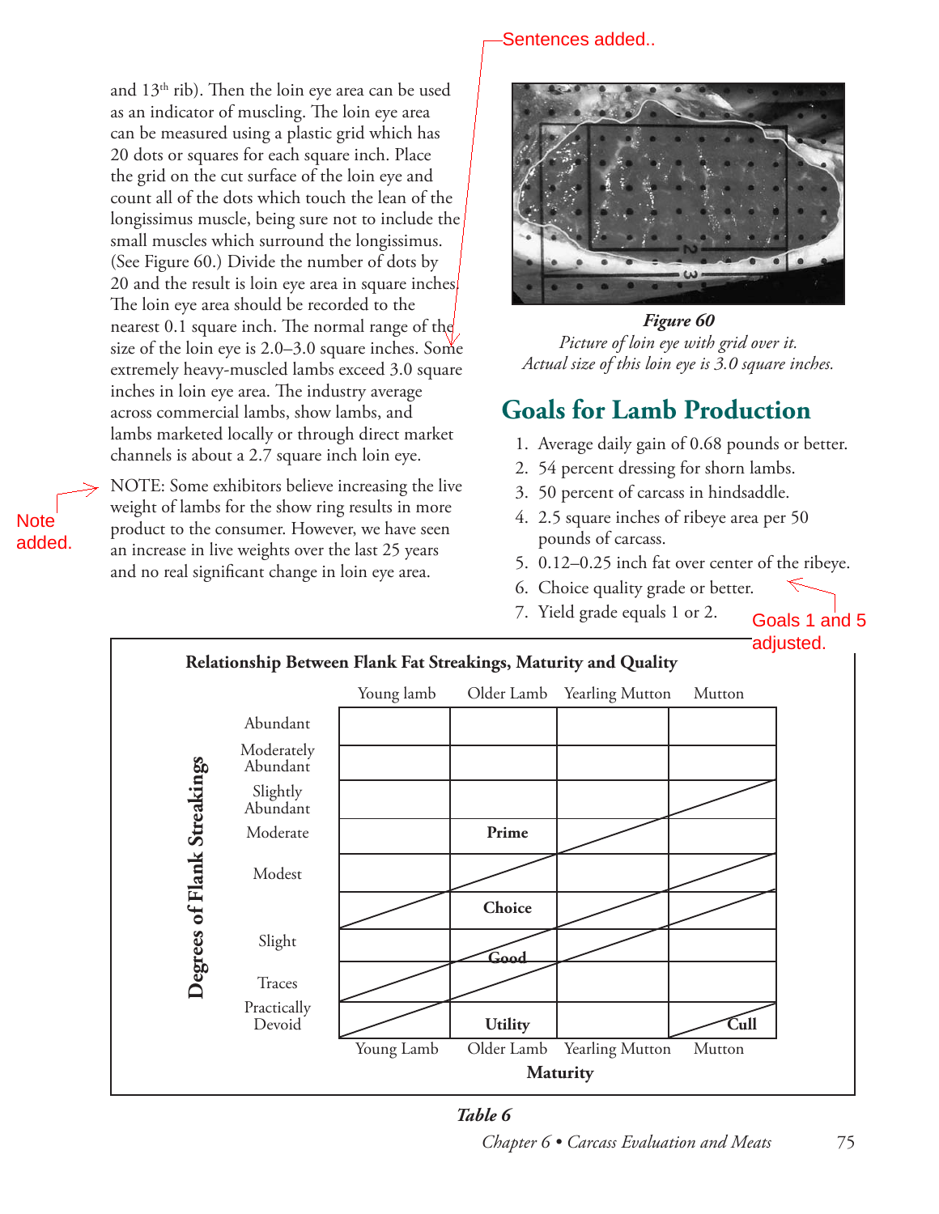and 13th rib). Then the loin eye area can be used as an indicator of muscling. The loin eye area can be measured using a plastic grid which has 20 dots or squares for each square inch. Place the grid on the cut surface of the loin eye and count all of the dots which touch the lean of the longissimus muscle, being sure not to include the small muscles which surround the longissimus. (See Figure 60.) Divide the number of dots by 20 and the result is loin eye area in square inches. The loin eye area should be recorded to the nearest 0.1 square inch. The normal range of the size of the loin eye is 2.0–3.0 square inches. Some extremely heavy-muscled lambs exceed 3.0 square inches in loin eye area. The industry average across commercial lambs, show lambs, and lambs marketed locally or through direct market channels is about a 2.7 square inch loin eye.

NOTE: Some exhibitors believe increasing the live weight of lambs for the show ring results in more product to the consumer. However, we have seen an increase in live weights over the last 25 years and no real significant change in loin eye area.

Sentences added..

Note added.

***Figure 60***

*Picture of loin eye with grid over it. Actual size of this loin eye is 3.0 square inches.*

## Goals for Lamb Production

1. Average daily gain of 0.68 pounds or better.
2. 54 percent dressing for shorn lambs.
3. 50 percent of carcass in hindsaddle.
4. 2.5 square inches of ribeye area per 50 pounds of carcass.
5. 0.12–0.25 inch fat over center of the ribeye.
6. Choice quality grade or better.
7. Yield grade equals 1 or 2.

Goals 1 and 5 adjusted.

**Relationship Between Flank Fat Streakings, Maturity and Quality**

| Degrees of Flank Streakings | Young Lamb | Older Lamb | Yearling Mutton | Mutton |
|---|---|---|---|---|
| Abundant | | | | |
| Moderately Abundant | | | | |
| Slightly Abundant | | | | |
| Moderate | | **Prime** | | |
| Modest | | | | |
| | | **Choice** | | |
| Slight | | | | |
| | | **Good** | | |
| Traces | | | | |
| Practically Devoid | | **Utility** | | **Cull** |

**Maturity**

***Table 6***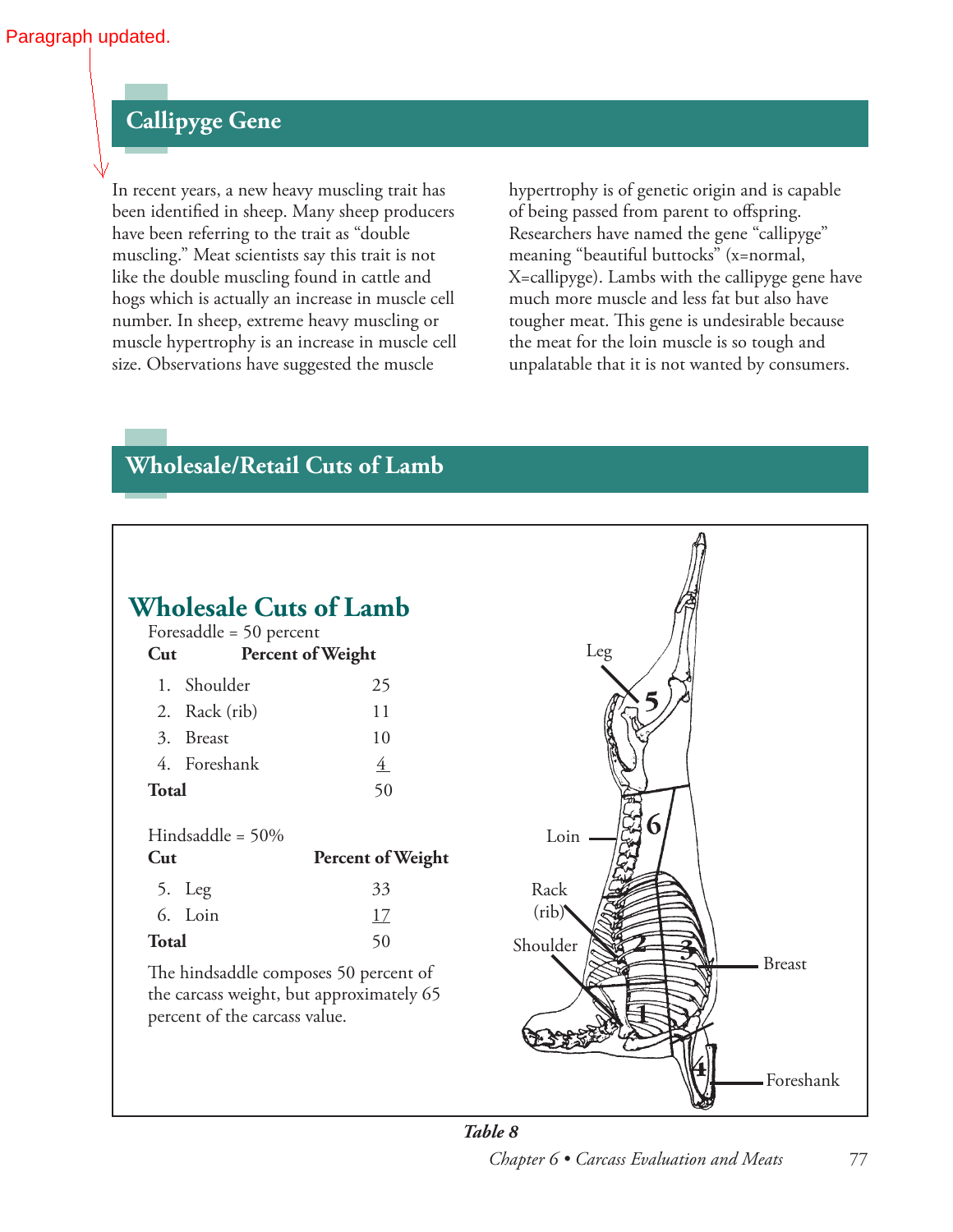Paragraph updated.

## Callipyge Gene

In recent years, a new heavy muscling trait has been identified in sheep. Many sheep producers have been referring to the trait as "double muscling." Meat scientists say this trait is not like the double muscling found in cattle and hogs which is actually an increase in muscle cell number. In sheep, extreme heavy muscling or muscle hypertrophy is an increase in muscle cell size. Observations have suggested the muscle hypertrophy is of genetic origin and is capable of being passed from parent to offspring. Researchers have named the gene "callipyge" meaning "beautiful buttocks" (x=normal, X=callipyge). Lambs with the callipyge gene have much more muscle and less fat but also have tougher meat. This gene is undesirable because the meat for the loin muscle is so tough and unpalatable that it is not wanted by consumers.

## Wholesale/Retail Cuts of Lamb

### Wholesale Cuts of Lamb

Foresaddle = 50 percent

| Cut | Percent of Weight |
|---|---|
| 1. Shoulder | 25 |
| 2. Rack (rib) | 11 |
| 3. Breast | 10 |
| 4. Foreshank | 4 |
| **Total** | 50 |

Hindsaddle = 50%

| Cut | Percent of Weight |
|---|---|
| 5. Leg | 33 |
| 6. Loin | 17 |
| **Total** | 50 |

The hindsaddle composes 50 percent of the carcass weight, but approximately 65 percent of the carcass value.

Leg 5

Loin 6

Rack (rib) 2

Shoulder 1

Breast 3

Foreshank 4

***Table 8***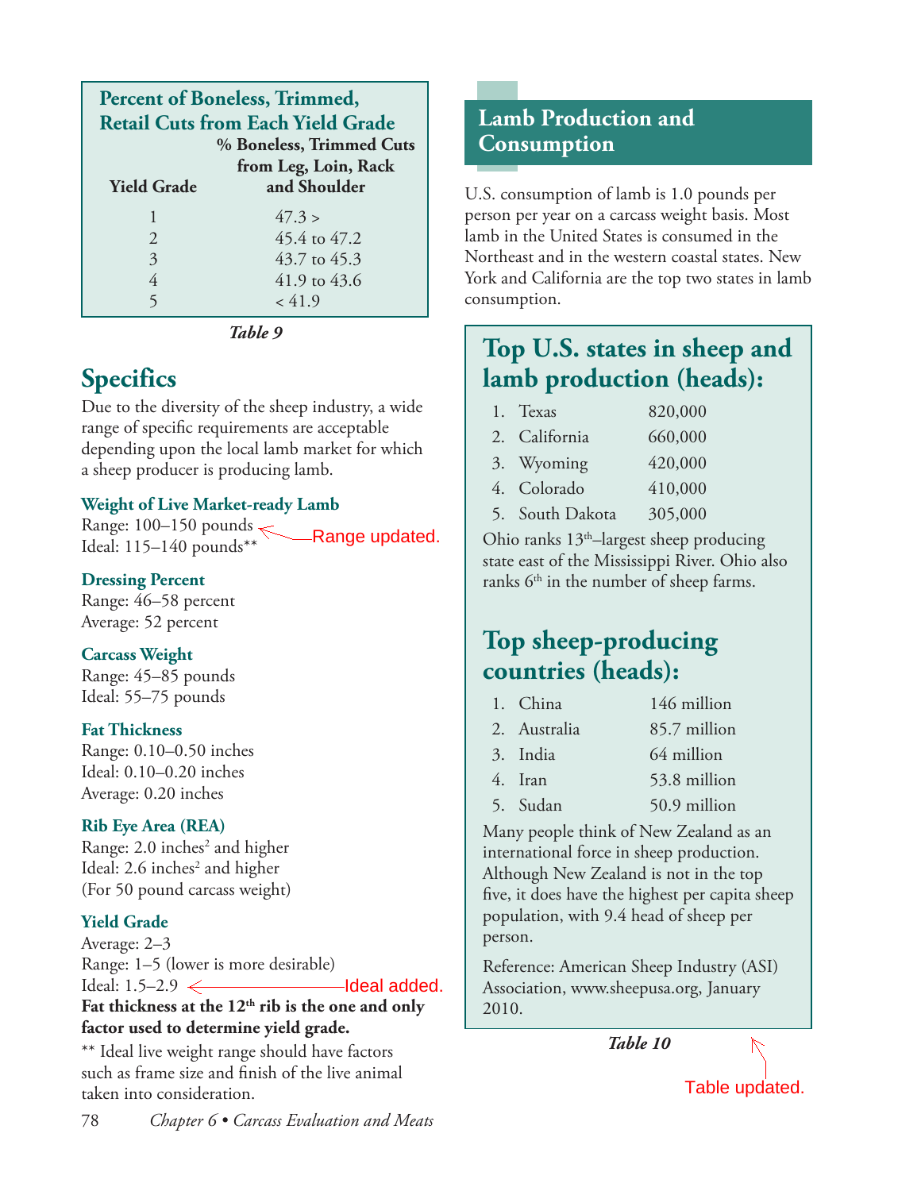**Percent of Boneless, Trimmed, Retail Cuts from Each Yield Grade**

| Yield Grade | % Boneless, Trimmed Cuts from Leg, Loin, Rack and Shoulder |
|---|---|
| 1 | 47.3 > |
| 2 | 45.4 to 47.2 |
| 3 | 43.7 to 45.3 |
| 4 | 41.9 to 43.6 |
| 5 | < 41.9 |

*Table 9*

## Specifics

Due to the diversity of the sheep industry, a wide range of specific requirements are acceptable depending upon the local lamb market for which a sheep producer is producing lamb.

### Weight of Live Market-ready Lamb

Range: 100–150 pounds ← Range updated.
Ideal: 115–140 pounds**

### Dressing Percent

Range: 46–58 percent
Average: 52 percent

### Carcass Weight

Range: 45–85 pounds
Ideal: 55–75 pounds

### Fat Thickness

Range: 0.10–0.50 inches
Ideal: 0.10–0.20 inches
Average: 0.20 inches

### Rib Eye Area (REA)

Range: 2.0 inches$^2$ and higher
Ideal: 2.6 inches$^2$ and higher
(For 50 pound carcass weight)

### Yield Grade

Average: 2–3
Range: 1–5 (lower is more desirable)
Ideal: 1.5–2.9 ← Ideal added.

**Fat thickness at the 12th rib is the one and only factor used to determine yield grade.**

** Ideal live weight range should have factors such as frame size and finish of the live animal taken into consideration.

## Lamb Production and Consumption

U.S. consumption of lamb is 1.0 pounds per person per year on a carcass weight basis. Most lamb in the United States is consumed in the Northeast and in the western coastal states. New York and California are the top two states in lamb consumption.

### Top U.S. states in sheep and lamb production (heads):

| | State | Heads |
|---|---|---|
| 1. | Texas | 820,000 |
| 2. | California | 660,000 |
| 3. | Wyoming | 420,000 |
| 4. | Colorado | 410,000 |
| 5. | South Dakota | 305,000 |

Ohio ranks 13th–largest sheep producing state east of the Mississippi River. Ohio also ranks 6th in the number of sheep farms.

### Top sheep-producing countries (heads):

| | Country | Heads |
|---|---|---|
| 1. | China | 146 million |
| 2. | Australia | 85.7 million |
| 3. | India | 64 million |
| 4. | Iran | 53.8 million |
| 5. | Sudan | 50.9 million |

Many people think of New Zealand as an international force in sheep production. Although New Zealand is not in the top five, it does have the highest per capita sheep population, with 9.4 head of sheep per person.

Reference: American Sheep Industry (ASI) Association, www.sheepusa.org, January 2010.

*Table 10*

Table updated.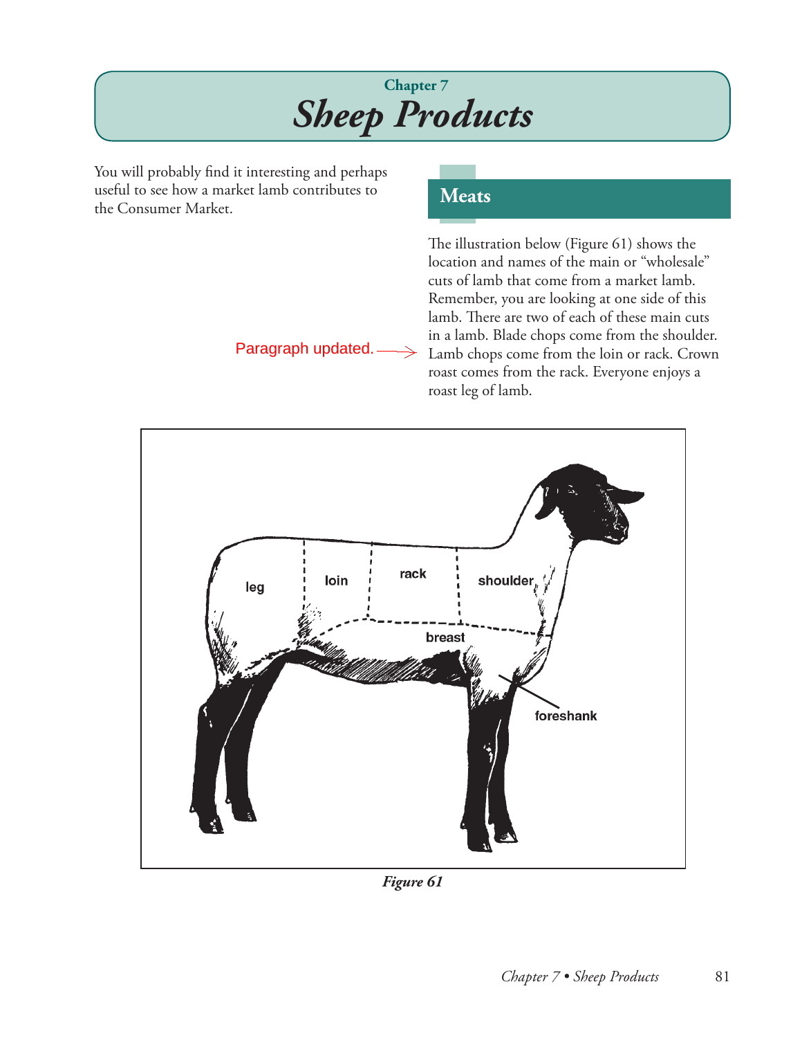Chapter 7

# Sheep Products

You will probably find it interesting and perhaps useful to see how a market lamb contributes to the Consumer Market.

## Meats

Paragraph updated.

The illustration below (Figure 61) shows the location and names of the main or "wholesale" cuts of lamb that come from a market lamb. Remember, you are looking at one side of this lamb. There are two of each of these main cuts in a lamb. Blade chops come from the shoulder. Lamb chops come from the loin or rack. Crown roast comes from the rack. Everyone enjoys a roast leg of lamb.

leg
loin
rack
shoulder
breast
foreshank

*Figure 61*